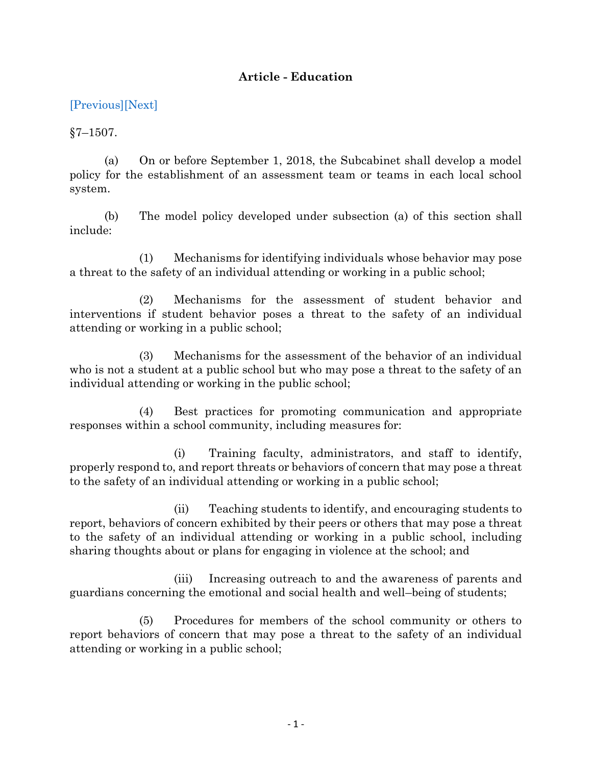# Article - Education

[Previous][Next]

§7–1507.

(a) On or before September 1, 2018, the Subcabinet shall develop a model policy for the establishment of an assessment team or teams in each local school system.

(b) The model policy developed under subsection (a) of this section shall include:

(1) Mechanisms for identifying individuals whose behavior may pose a threat to the safety of an individual attending or working in a public school;

(2) Mechanisms for the assessment of student behavior and interventions if student behavior poses a threat to the safety of an individual attending or working in a public school;

(3) Mechanisms for the assessment of the behavior of an individual who is not a student at a public school but who may pose a threat to the safety of an individual attending or working in the public school;

(4) Best practices for promoting communication and appropriate responses within a school community, including measures for:

(i) Training faculty, administrators, and staff to identify, properly respond to, and report threats or behaviors of concern that may pose a threat to the safety of an individual attending or working in a public school;

(ii) Teaching students to identify, and encouraging students to report, behaviors of concern exhibited by their peers or others that may pose a threat to the safety of an individual attending or working in a public school, including sharing thoughts about or plans for engaging in violence at the school; and

(iii) Increasing outreach to and the awareness of parents and guardians concerning the emotional and social health and well–being of students;

(5) Procedures for members of the school community or others to report behaviors of concern that may pose a threat to the safety of an individual attending or working in a public school;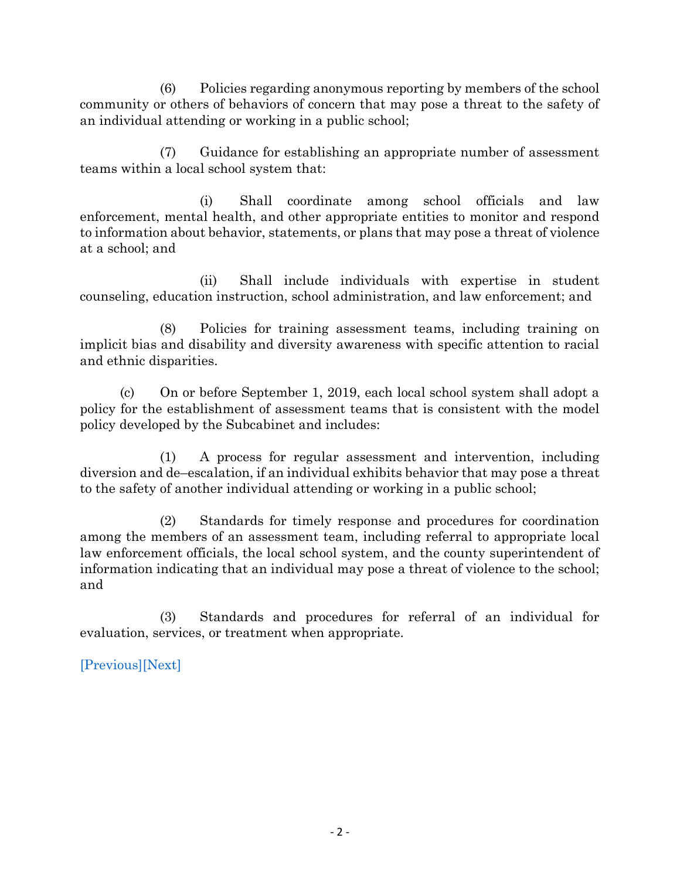(6) Policies regarding anonymous reporting by members of the school community or others of behaviors of concern that may pose a threat to the safety of an individual attending or working in a public school;

(7) Guidance for establishing an appropriate number of assessment teams within a local school system that:

(i) Shall coordinate among school officials and law enforcement, mental health, and other appropriate entities to monitor and respond to information about behavior, statements, or plans that may pose a threat of violence at a school; and

(ii) Shall include individuals with expertise in student counseling, education instruction, school administration, and law enforcement; and

(8) Policies for training assessment teams, including training on implicit bias and disability and diversity awareness with specific attention to racial and ethnic disparities.

(c) On or before September 1, 2019, each local school system shall adopt a policy for the establishment of assessment teams that is consistent with the model policy developed by the Subcabinet and includes:

(1) A process for regular assessment and intervention, including diversion and de–escalation, if an individual exhibits behavior that may pose a threat to the safety of another individual attending or working in a public school;

(2) Standards for timely response and procedures for coordination among the members of an assessment team, including referral to appropriate local law enforcement officials, the local school system, and the county superintendent of information indicating that an individual may pose a threat of violence to the school; and

(3) Standards and procedures for referral of an individual for evaluation, services, or treatment when appropriate.

[Previous][Next]